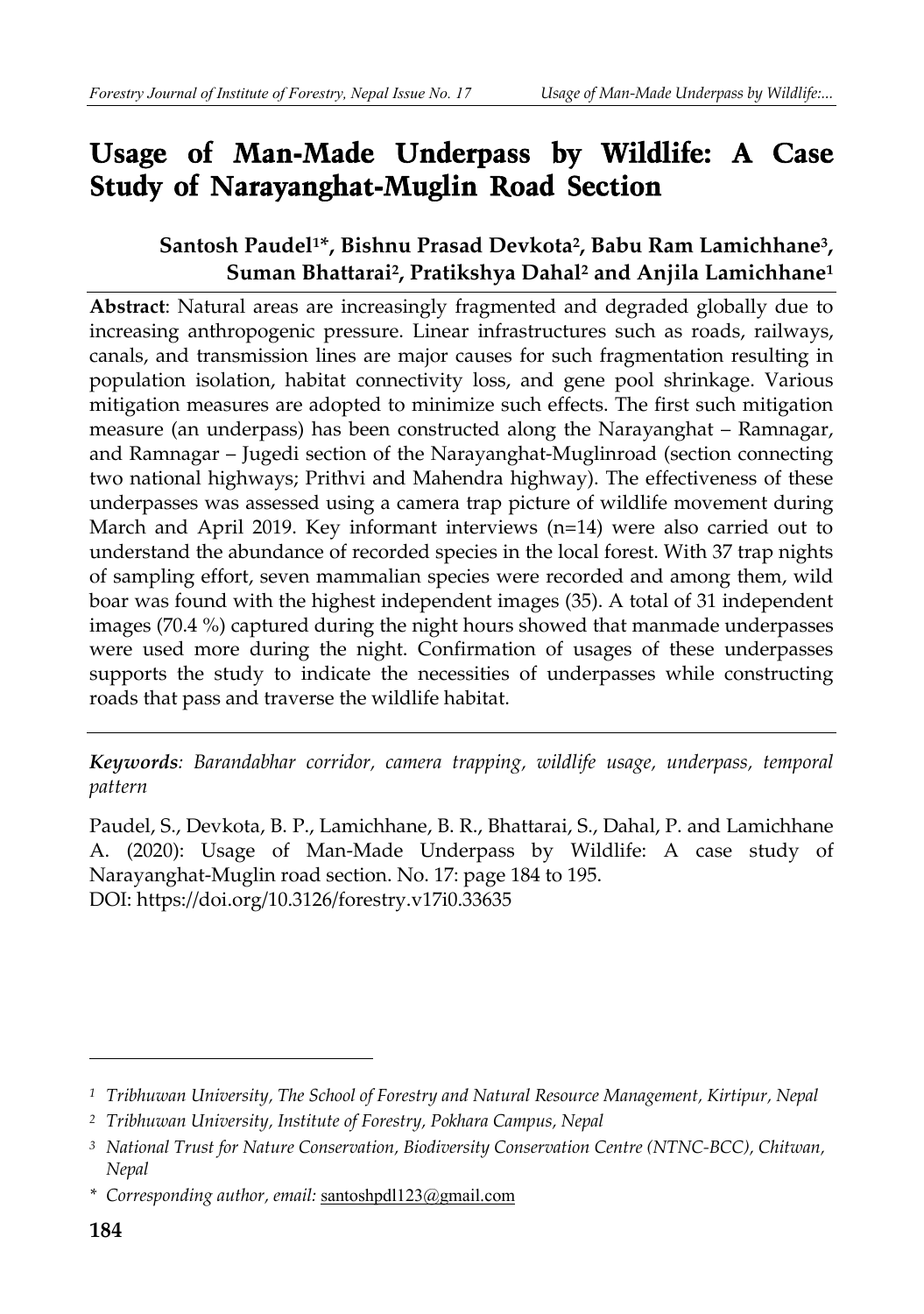# Usage of Man-Made Underpass by Wildlife: A Case Study of Narayanghat-Muglin Road Section

**Santosh Paudel[1]*, Bishnu Prasad Devkota[2], Babu Ram Lamichhane[3], Suman Bhattarai[2], Pratikshya Dahal[2] and Anjila Lamichhane[1]**

**Abstract**: Natural areas are increasingly fragmented and degraded globally due to increasing anthropogenic pressure. Linear infrastructures such as roads, railways, canals, and transmission lines are major causes for such fragmentation resulting in population isolation, habitat connectivity loss, and gene pool shrinkage. Various mitigation measures are adopted to minimize such effects. The first such mitigation measure (an underpass) has been constructed along the Narayanghat – Ramnagar, and Ramnagar – Jugedi section of the Narayanghat-Muglinroad (section connecting two national highways; Prithvi and Mahendra highway). The effectiveness of these underpasses was assessed using a camera trap picture of wildlife movement during March and April 2019. Key informant interviews (n=14) were also carried out to understand the abundance of recorded species in the local forest. With 37 trap nights of sampling effort, seven mammalian species were recorded and among them, wild boar was found with the highest independent images (35). A total of 31 independent images (70.4 %) captured during the night hours showed that manmade underpasses were used more during the night. Confirmation of usages of these underpasses supports the study to indicate the necessities of underpasses while constructing roads that pass and traverse the wildlife habitat.

***Keywords**: Barandabhar corridor, camera trapping, wildlife usage, underpass, temporal pattern*

Paudel, S., Devkota, B. P., Lamichhane, B. R., Bhattarai, S., Dahal, P. and Lamichhane A. (2020): Usage of Man-Made Underpass by Wildlife: A case study of Narayanghat-Muglin road section. No. 17: page 184 to 195.
DOI: https://doi.org/10.3126/forestry.v17i0.33635

---

[1] *Tribhuwan University, The School of Forestry and Natural Resource Management, Kirtipur, Nepal*

[2] *Tribhuwan University, Institute of Forestry, Pokhara Campus, Nepal*

[3] *National Trust for Nature Conservation, Biodiversity Conservation Centre (NTNC-BCC), Chitwan, Nepal*

\* *Corresponding author, email:* santoshpdl123@gmail.com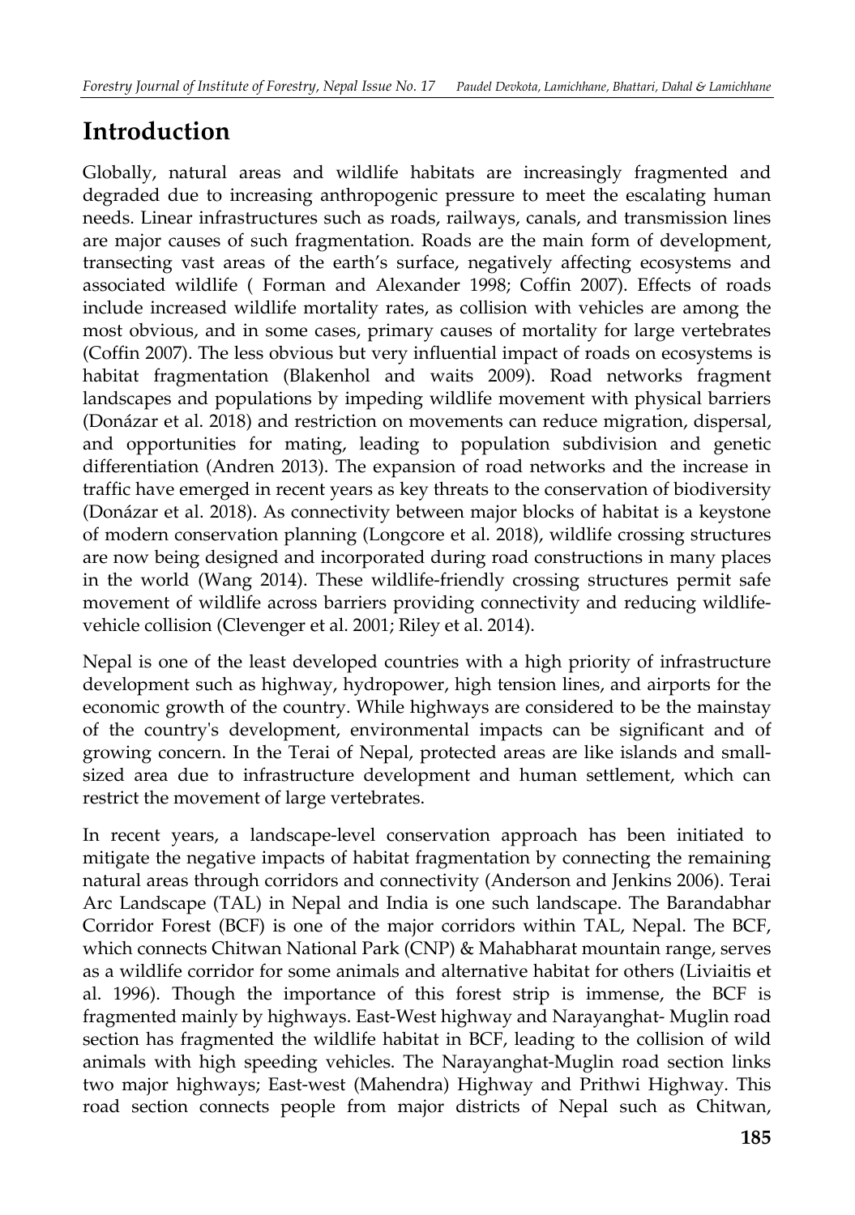## Introduction

Globally, natural areas and wildlife habitats are increasingly fragmented and degraded due to increasing anthropogenic pressure to meet the escalating human needs. Linear infrastructures such as roads, railways, canals, and transmission lines are major causes of such fragmentation. Roads are the main form of development, transecting vast areas of the earth's surface, negatively affecting ecosystems and associated wildlife ( Forman and Alexander 1998; Coffin 2007). Effects of roads include increased wildlife mortality rates, as collision with vehicles are among the most obvious, and in some cases, primary causes of mortality for large vertebrates (Coffin 2007). The less obvious but very influential impact of roads on ecosystems is habitat fragmentation (Blakenhol and waits 2009). Road networks fragment landscapes and populations by impeding wildlife movement with physical barriers (Donázar et al. 2018) and restriction on movements can reduce migration, dispersal, and opportunities for mating, leading to population subdivision and genetic differentiation (Andren 2013). The expansion of road networks and the increase in traffic have emerged in recent years as key threats to the conservation of biodiversity (Donázar et al. 2018). As connectivity between major blocks of habitat is a keystone of modern conservation planning (Longcore et al. 2018), wildlife crossing structures are now being designed and incorporated during road constructions in many places in the world (Wang 2014). These wildlife-friendly crossing structures permit safe movement of wildlife across barriers providing connectivity and reducing wildlife-vehicle collision (Clevenger et al. 2001; Riley et al. 2014).

Nepal is one of the least developed countries with a high priority of infrastructure development such as highway, hydropower, high tension lines, and airports for the economic growth of the country. While highways are considered to be the mainstay of the country's development, environmental impacts can be significant and of growing concern. In the Terai of Nepal, protected areas are like islands and small-sized area due to infrastructure development and human settlement, which can restrict the movement of large vertebrates.

In recent years, a landscape-level conservation approach has been initiated to mitigate the negative impacts of habitat fragmentation by connecting the remaining natural areas through corridors and connectivity (Anderson and Jenkins 2006). Terai Arc Landscape (TAL) in Nepal and India is one such landscape. The Barandabhar Corridor Forest (BCF) is one of the major corridors within TAL, Nepal. The BCF, which connects Chitwan National Park (CNP) & Mahabharat mountain range, serves as a wildlife corridor for some animals and alternative habitat for others (Liviaitis et al. 1996). Though the importance of this forest strip is immense, the BCF is fragmented mainly by highways. East-West highway and Narayanghat- Muglin road section has fragmented the wildlife habitat in BCF, leading to the collision of wild animals with high speeding vehicles. The Narayanghat-Muglin road section links two major highways; East-west (Mahendra) Highway and Prithwi Highway. This road section connects people from major districts of Nepal such as Chitwan,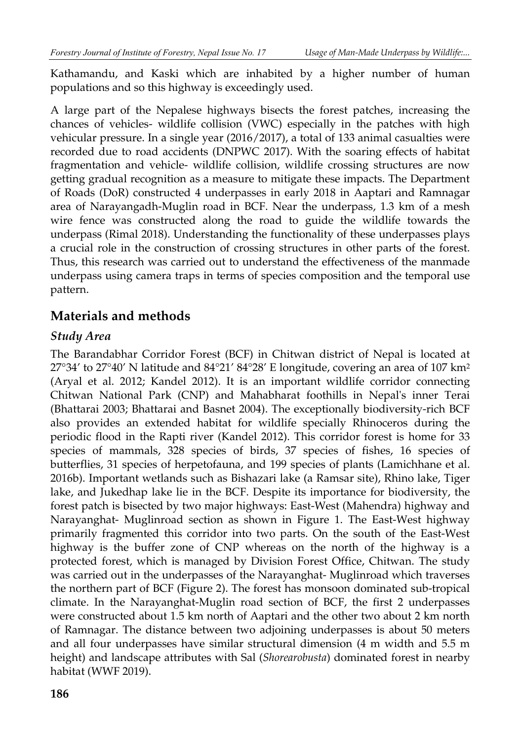Kathamandu, and Kaski which are inhabited by a higher number of human populations and so this highway is exceedingly used.

A large part of the Nepalese highways bisects the forest patches, increasing the chances of vehicles- wildlife collision (VWC) especially in the patches with high vehicular pressure. In a single year (2016/2017), a total of 133 animal casualties were recorded due to road accidents (DNPWC 2017). With the soaring effects of habitat fragmentation and vehicle- wildlife collision, wildlife crossing structures are now getting gradual recognition as a measure to mitigate these impacts. The Department of Roads (DoR) constructed 4 underpasses in early 2018 in Aaptari and Ramnagar area of Narayangadh-Muglin road in BCF. Near the underpass, 1.3 km of a mesh wire fence was constructed along the road to guide the wildlife towards the underpass (Rimal 2018). Understanding the functionality of these underpasses plays a crucial role in the construction of crossing structures in other parts of the forest. Thus, this research was carried out to understand the effectiveness of the manmade underpass using camera traps in terms of species composition and the temporal use pattern.

## Materials and methods

### *Study Area*

The Barandabhar Corridor Forest (BCF) in Chitwan district of Nepal is located at 27°34′ to 27°40′ N latitude and 84°21′ 84°28′ E longitude, covering an area of 107 km$^2$ (Aryal et al. 2012; Kandel 2012). It is an important wildlife corridor connecting Chitwan National Park (CNP) and Mahabharat foothills in Nepal's inner Terai (Bhattarai 2003; Bhattarai and Basnet 2004). The exceptionally biodiversity-rich BCF also provides an extended habitat for wildlife specially Rhinoceros during the periodic flood in the Rapti river (Kandel 2012). This corridor forest is home for 33 species of mammals, 328 species of birds, 37 species of fishes, 16 species of butterflies, 31 species of herpetofauna, and 199 species of plants (Lamichhane et al. 2016b). Important wetlands such as Bishazari lake (a Ramsar site), Rhino lake, Tiger lake, and Jukedhap lake lie in the BCF. Despite its importance for biodiversity, the forest patch is bisected by two major highways: East-West (Mahendra) highway and Narayanghat- Muglinroad section as shown in Figure 1. The East-West highway primarily fragmented this corridor into two parts. On the south of the East-West highway is the buffer zone of CNP whereas on the north of the highway is a protected forest, which is managed by Division Forest Office, Chitwan. The study was carried out in the underpasses of the Narayanghat- Muglinroad which traverses the northern part of BCF (Figure 2). The forest has monsoon dominated sub-tropical climate. In the Narayanghat-Muglin road section of BCF, the first 2 underpasses were constructed about 1.5 km north of Aaptari and the other two about 2 km north of Ramnagar. The distance between two adjoining underpasses is about 50 meters and all four underpasses have similar structural dimension (4 m width and 5.5 m height) and landscape attributes with Sal (*Shorearobusta*) dominated forest in nearby habitat (WWF 2019).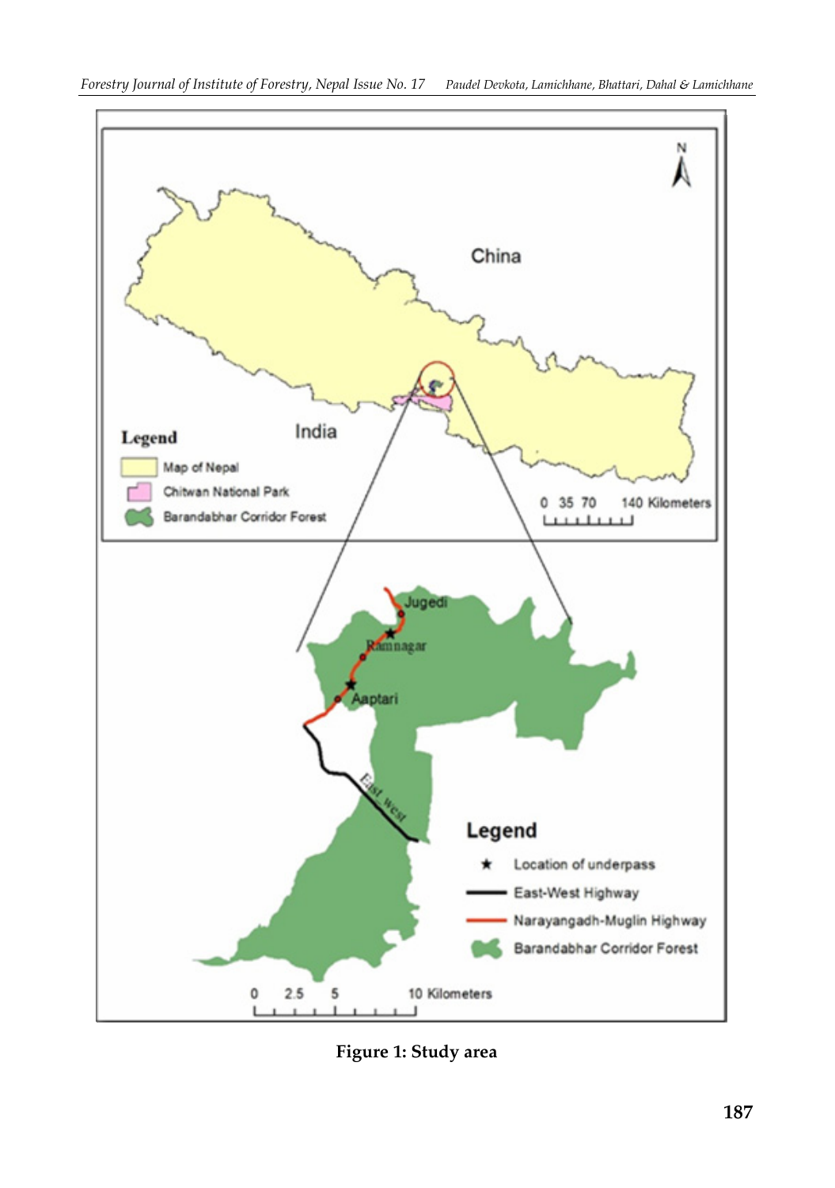Figure 1: Study area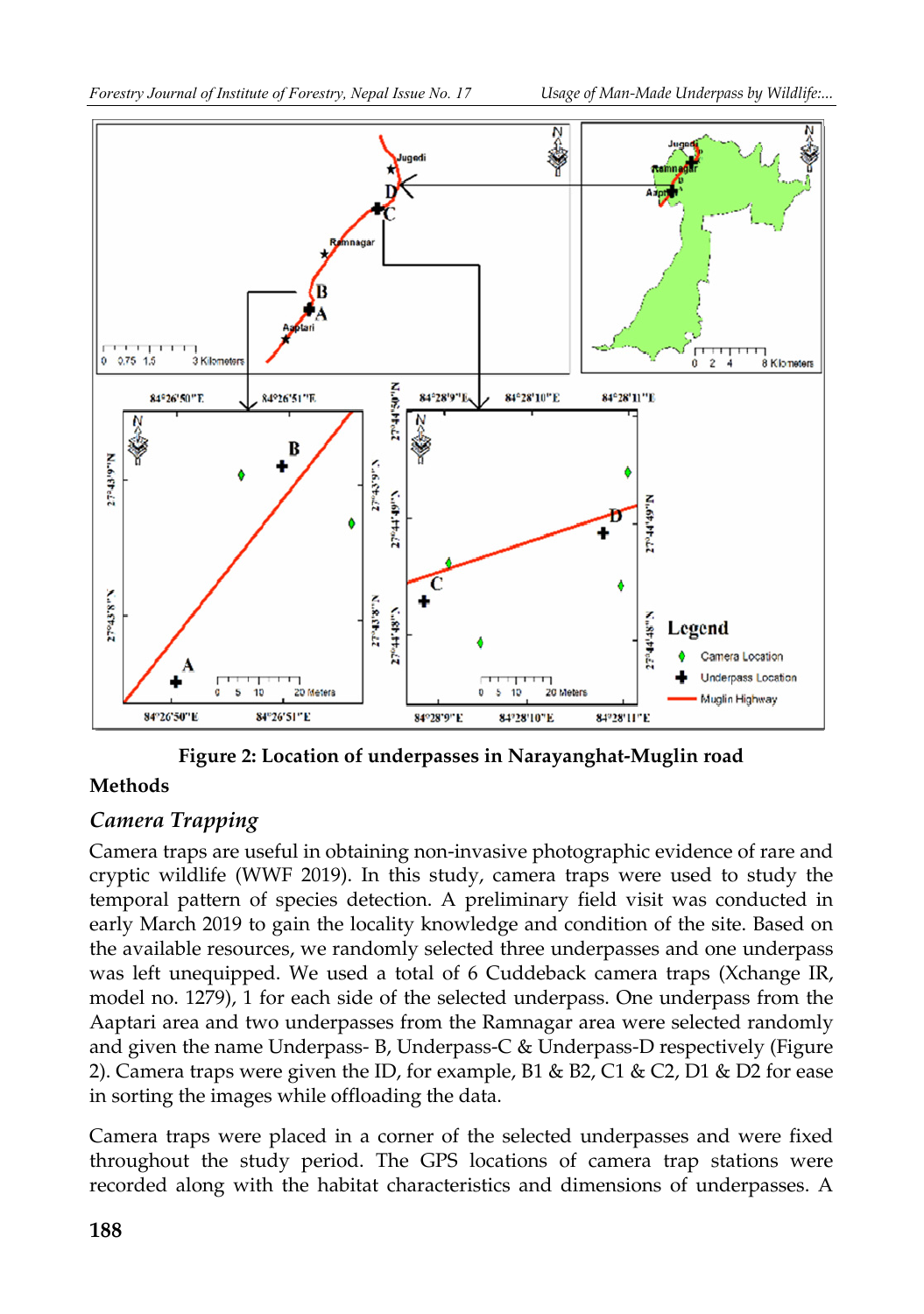**Figure 2: Location of underpasses in Narayanghat-Muglin road**

## Methods

### *Camera Trapping*

Camera traps are useful in obtaining non-invasive photographic evidence of rare and cryptic wildlife (WWF 2019). In this study, camera traps were used to study the temporal pattern of species detection. A preliminary field visit was conducted in early March 2019 to gain the locality knowledge and condition of the site. Based on the available resources, we randomly selected three underpasses and one underpass was left unequipped. We used a total of 6 Cuddeback camera traps (Xchange IR, model no. 1279), 1 for each side of the selected underpass. One underpass from the Aaptari area and two underpasses from the Ramnagar area were selected randomly and given the name Underpass- B, Underpass-C & Underpass-D respectively (Figure 2). Camera traps were given the ID, for example, B1 & B2, C1 & C2, D1 & D2 for ease in sorting the images while offloading the data.

Camera traps were placed in a corner of the selected underpasses and were fixed throughout the study period. The GPS locations of camera trap stations were recorded along with the habitat characteristics and dimensions of underpasses. A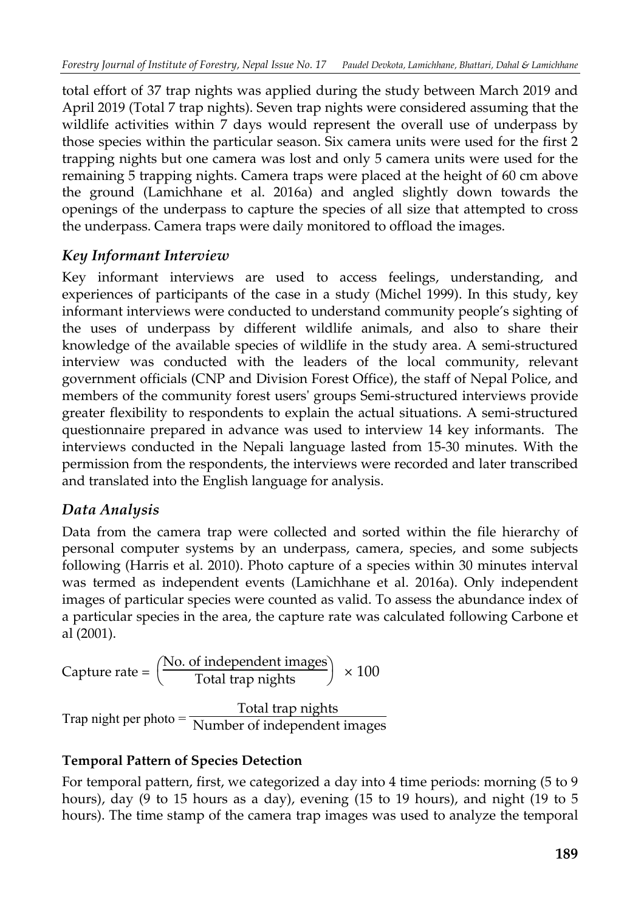total effort of 37 trap nights was applied during the study between March 2019 and April 2019 (Total 7 trap nights). Seven trap nights were considered assuming that the wildlife activities within 7 days would represent the overall use of underpass by those species within the particular season. Six camera units were used for the first 2 trapping nights but one camera was lost and only 5 camera units were used for the remaining 5 trapping nights. Camera traps were placed at the height of 60 cm above the ground (Lamichhane et al. 2016a) and angled slightly down towards the openings of the underpass to capture the species of all size that attempted to cross the underpass. Camera traps were daily monitored to offload the images.

### *Key Informant Interview*

Key informant interviews are used to access feelings, understanding, and experiences of participants of the case in a study (Michel 1999). In this study, key informant interviews were conducted to understand community people's sighting of the uses of underpass by different wildlife animals, and also to share their knowledge of the available species of wildlife in the study area. A semi-structured interview was conducted with the leaders of the local community, relevant government officials (CNP and Division Forest Office), the staff of Nepal Police, and members of the community forest users' groups Semi-structured interviews provide greater flexibility to respondents to explain the actual situations. A semi-structured questionnaire prepared in advance was used to interview 14 key informants. The interviews conducted in the Nepali language lasted from 15-30 minutes. With the permission from the respondents, the interviews were recorded and later transcribed and translated into the English language for analysis.

### *Data Analysis*

Data from the camera trap were collected and sorted within the file hierarchy of personal computer systems by an underpass, camera, species, and some subjects following (Harris et al. 2010). Photo capture of a species within 30 minutes interval was termed as independent events (Lamichhane et al. 2016a). Only independent images of particular species were counted as valid. To assess the abundance index of a particular species in the area, the capture rate was calculated following Carbone et al (2001).

$$\text{Capture rate} = \left(\frac{\text{No. of independent images}}{\text{Total trap nights}}\right) \times 100$$

$$\text{Trap night per photo} = \frac{\text{Total trap nights}}{\text{Number of independent images}}$$

**Temporal Pattern of Species Detection**

For temporal pattern, first, we categorized a day into 4 time periods: morning (5 to 9 hours), day (9 to 15 hours as a day), evening (15 to 19 hours), and night (19 to 5 hours). The time stamp of the camera trap images was used to analyze the temporal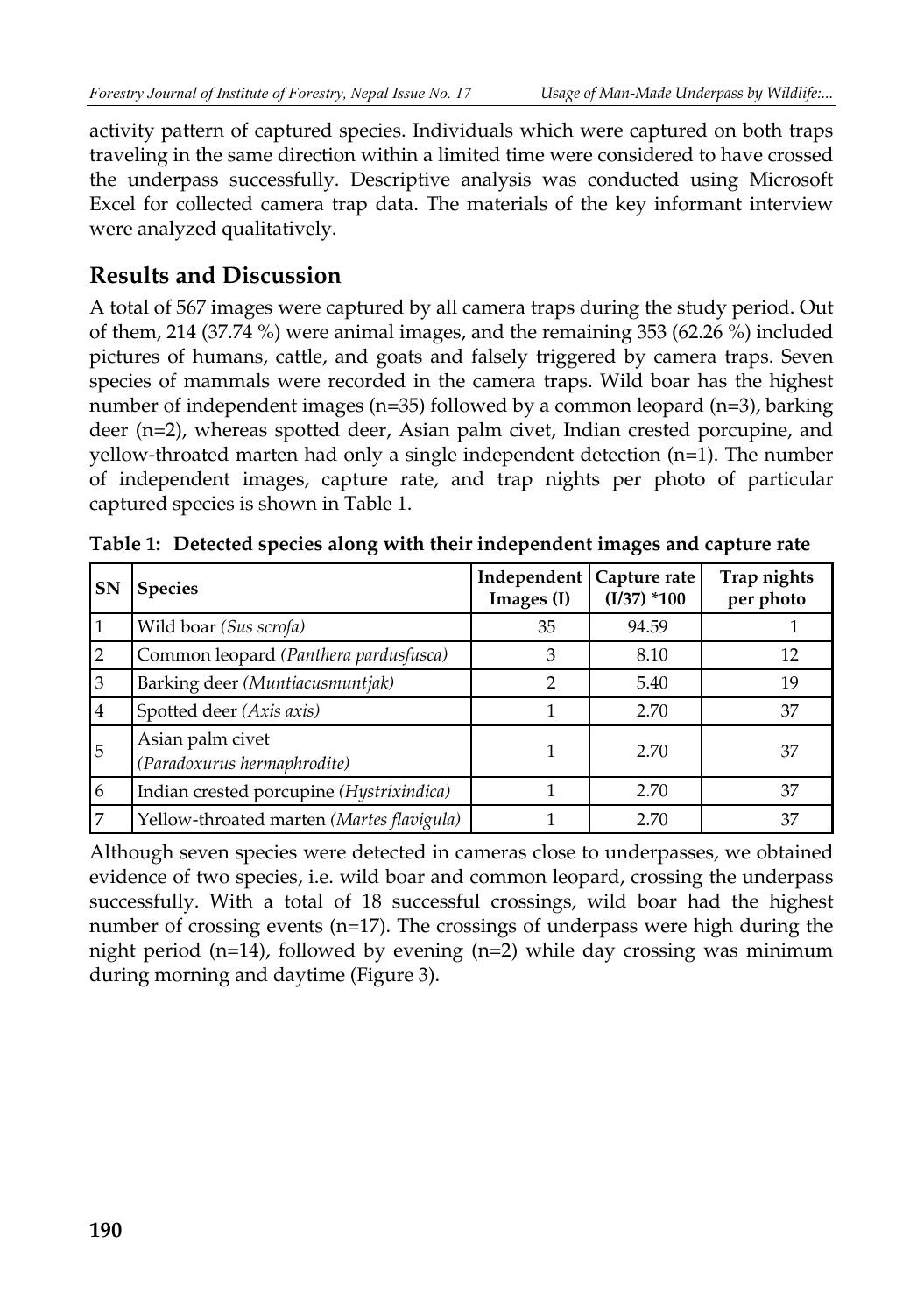activity pattern of captured species. Individuals which were captured on both traps traveling in the same direction within a limited time were considered to have crossed the underpass successfully. Descriptive analysis was conducted using Microsoft Excel for collected camera trap data. The materials of the key informant interview were analyzed qualitatively.

## Results and Discussion

A total of 567 images were captured by all camera traps during the study period. Out of them, 214 (37.74 %) were animal images, and the remaining 353 (62.26 %) included pictures of humans, cattle, and goats and falsely triggered by camera traps. Seven species of mammals were recorded in the camera traps. Wild boar has the highest number of independent images (n=35) followed by a common leopard (n=3), barking deer (n=2), whereas spotted deer, Asian palm civet, Indian crested porcupine, and yellow-throated marten had only a single independent detection (n=1). The number of independent images, capture rate, and trap nights per photo of particular captured species is shown in Table 1.

**Table 1: Detected species along with their independent images and capture rate**

| SN | Species | Independent Images (I) | Capture rate (I/37) *100 | Trap nights per photo |
|---|---|---|---|---|
| 1 | Wild boar *(Sus scrofa)* | 35 | 94.59 | 1 |
| 2 | Common leopard *(Panthera pardusfusca)* | 3 | 8.10 | 12 |
| 3 | Barking deer *(Muntiacusmuntjak)* | 2 | 5.40 | 19 |
| 4 | Spotted deer *(Axis axis)* | 1 | 2.70 | 37 |
| 5 | Asian palm civet *(Paradoxurus hermaphrodite)* | 1 | 2.70 | 37 |
| 6 | Indian crested porcupine *(Hystrixindica)* | 1 | 2.70 | 37 |
| 7 | Yellow-throated marten *(Martes flavigula)* | 1 | 2.70 | 37 |

Although seven species were detected in cameras close to underpasses, we obtained evidence of two species, i.e. wild boar and common leopard, crossing the underpass successfully. With a total of 18 successful crossings, wild boar had the highest number of crossing events (n=17). The crossings of underpass were high during the night period (n=14), followed by evening (n=2) while day crossing was minimum during morning and daytime (Figure 3).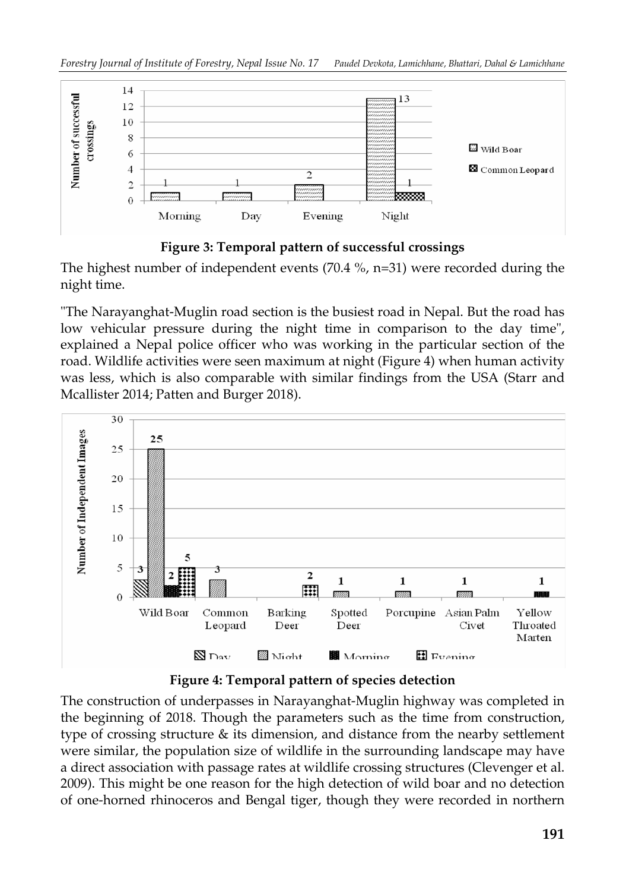**Figure 3: Temporal pattern of successful crossings**

The highest number of independent events (70.4 %, n=31) were recorded during the night time.

"The Narayanghat-Muglin road section is the busiest road in Nepal. But the road has low vehicular pressure during the night time in comparison to the day time", explained a Nepal police officer who was working in the particular section of the road. Wildlife activities were seen maximum at night (Figure 4) when human activity was less, which is also comparable with similar findings from the USA (Starr and Mcallister 2014; Patten and Burger 2018).

**Figure 4: Temporal pattern of species detection**

The construction of underpasses in Narayanghat-Muglin highway was completed in the beginning of 2018. Though the parameters such as the time from construction, type of crossing structure & its dimension, and distance from the nearby settlement were similar, the population size of wildlife in the surrounding landscape may have a direct association with passage rates at wildlife crossing structures (Clevenger et al. 2009). This might be one reason for the high detection of wild boar and no detection of one-horned rhinoceros and Bengal tiger, though they were recorded in northern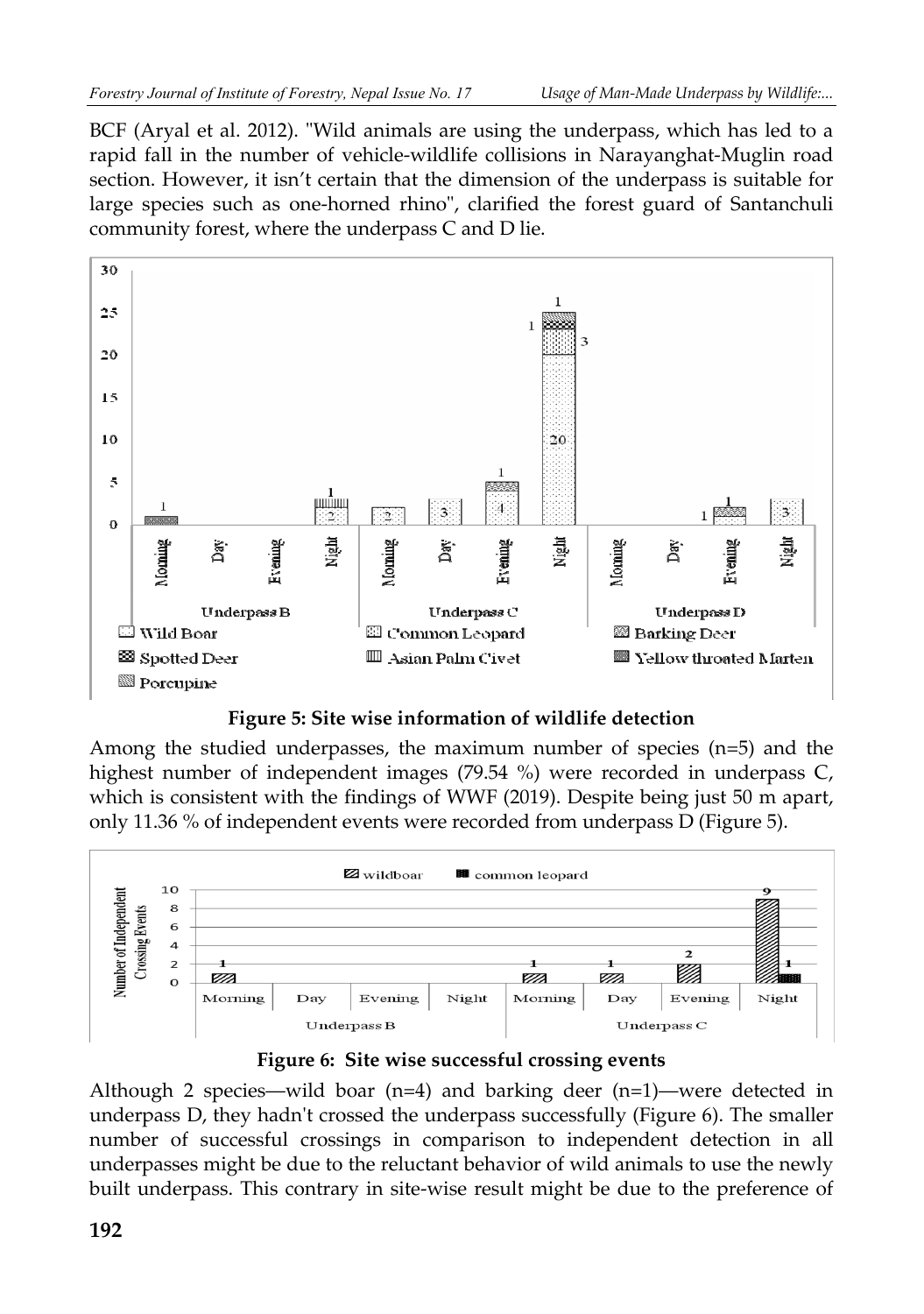BCF (Aryal et al. 2012). "Wild animals are using the underpass, which has led to a rapid fall in the number of vehicle-wildlife collisions in Narayanghat-Muglin road section. However, it isn't certain that the dimension of the underpass is suitable for large species such as one-horned rhino", clarified the forest guard of Santanchuli community forest, where the underpass C and D lie.

**Figure 5: Site wise information of wildlife detection**

Among the studied underpasses, the maximum number of species (n=5) and the highest number of independent images (79.54 %) were recorded in underpass C, which is consistent with the findings of WWF (2019). Despite being just 50 m apart, only 11.36 % of independent events were recorded from underpass D (Figure 5).

**Figure 6: Site wise successful crossing events**

Although 2 species—wild boar (n=4) and barking deer (n=1)—were detected in underpass D, they hadn't crossed the underpass successfully (Figure 6). The smaller number of successful crossings in comparison to independent detection in all underpasses might be due to the reluctant behavior of wild animals to use the newly built underpass. This contrary in site-wise result might be due to the preference of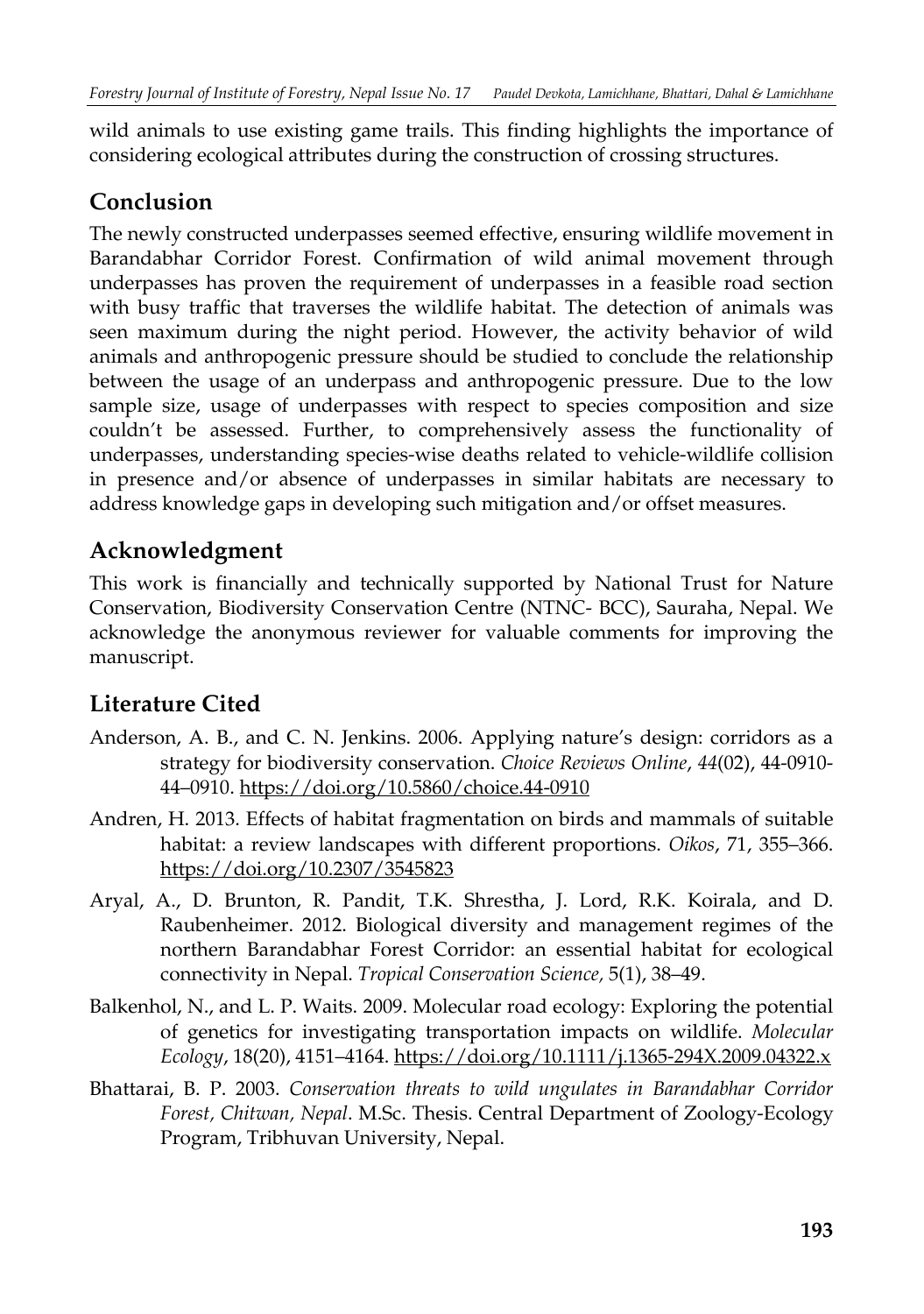wild animals to use existing game trails. This finding highlights the importance of considering ecological attributes during the construction of crossing structures.

## Conclusion

The newly constructed underpasses seemed effective, ensuring wildlife movement in Barandabhar Corridor Forest. Confirmation of wild animal movement through underpasses has proven the requirement of underpasses in a feasible road section with busy traffic that traverses the wildlife habitat. The detection of animals was seen maximum during the night period. However, the activity behavior of wild animals and anthropogenic pressure should be studied to conclude the relationship between the usage of an underpass and anthropogenic pressure. Due to the low sample size, usage of underpasses with respect to species composition and size couldn't be assessed. Further, to comprehensively assess the functionality of underpasses, understanding species-wise deaths related to vehicle-wildlife collision in presence and/or absence of underpasses in similar habitats are necessary to address knowledge gaps in developing such mitigation and/or offset measures.

## Acknowledgment

This work is financially and technically supported by National Trust for Nature Conservation, Biodiversity Conservation Centre (NTNC- BCC), Sauraha, Nepal. We acknowledge the anonymous reviewer for valuable comments for improving the manuscript.

## Literature Cited

Anderson, A. B., and C. N. Jenkins. 2006. Applying nature's design: corridors as a strategy for biodiversity conservation. *Choice Reviews Online*, *44*(02), 44-0910-44–0910. https://doi.org/10.5860/choice.44-0910

Andren, H. 2013. Effects of habitat fragmentation on birds and mammals of suitable habitat: a review landscapes with different proportions. *Oikos*, 71, 355–366. https://doi.org/10.2307/3545823

Aryal, A., D. Brunton, R. Pandit, T.K. Shrestha, J. Lord, R.K. Koirala, and D. Raubenheimer. 2012. Biological diversity and management regimes of the northern Barandabhar Forest Corridor: an essential habitat for ecological connectivity in Nepal. *Tropical Conservation Science,* 5(1), 38–49.

Balkenhol, N., and L. P. Waits. 2009. Molecular road ecology: Exploring the potential of genetics for investigating transportation impacts on wildlife. *Molecular Ecology*, 18(20), 4151–4164. https://doi.org/10.1111/j.1365-294X.2009.04322.x

Bhattarai, B. P. 2003. *Conservation threats to wild ungulates in Barandabhar Corridor Forest, Chitwan, Nepal*. M.Sc. Thesis. Central Department of Zoology-Ecology Program, Tribhuvan University, Nepal.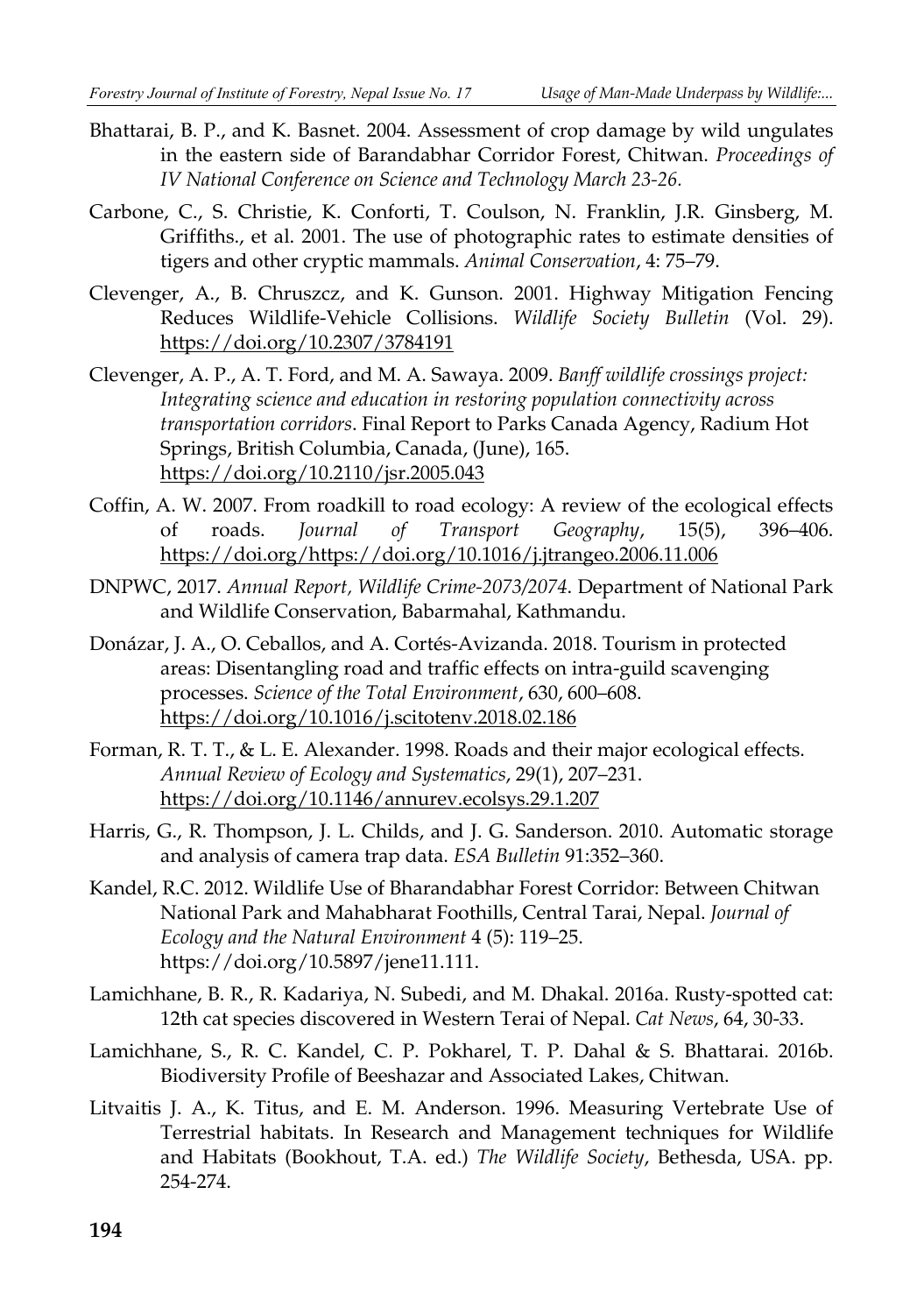Bhattarai, B. P., and K. Basnet. 2004. Assessment of crop damage by wild ungulates in the eastern side of Barandabhar Corridor Forest, Chitwan. *Proceedings of IV National Conference on Science and Technology March 23-26.*

Carbone, C., S. Christie, K. Conforti, T. Coulson, N. Franklin, J.R. Ginsberg, M. Griffiths., et al. 2001. The use of photographic rates to estimate densities of tigers and other cryptic mammals. *Animal Conservation*, 4: 75–79.

Clevenger, A., B. Chruszcz, and K. Gunson. 2001. Highway Mitigation Fencing Reduces Wildlife-Vehicle Collisions. *Wildlife Society Bulletin* (Vol. 29). https://doi.org/10.2307/3784191

Clevenger, A. P., A. T. Ford, and M. A. Sawaya. 2009. *Banff wildlife crossings project: Integrating science and education in restoring population connectivity across transportation corridors*. Final Report to Parks Canada Agency, Radium Hot Springs, British Columbia, Canada, (June), 165. https://doi.org/10.2110/jsr.2005.043

Coffin, A. W. 2007. From roadkill to road ecology: A review of the ecological effects of roads. *Journal of Transport Geography*, 15(5), 396–406. https://doi.org/https://doi.org/10.1016/j.jtrangeo.2006.11.006

DNPWC, 2017. *Annual Report, Wildlife Crime-2073/2074*. Department of National Park and Wildlife Conservation, Babarmahal, Kathmandu.

Donázar, J. A., O. Ceballos, and A. Cortés-Avizanda. 2018. Tourism in protected areas: Disentangling road and traffic effects on intra-guild scavenging processes. *Science of the Total Environment*, 630, 600–608. https://doi.org/10.1016/j.scitotenv.2018.02.186

Forman, R. T. T., & L. E. Alexander. 1998. Roads and their major ecological effects. *Annual Review of Ecology and Systematics*, 29(1), 207–231. https://doi.org/10.1146/annurev.ecolsys.29.1.207

Harris, G., R. Thompson, J. L. Childs, and J. G. Sanderson. 2010. Automatic storage and analysis of camera trap data. *ESA Bulletin* 91:352–360.

Kandel, R.C. 2012. Wildlife Use of Bharandabhar Forest Corridor: Between Chitwan National Park and Mahabharat Foothills, Central Tarai, Nepal. *Journal of Ecology and the Natural Environment* 4 (5): 119–25. https://doi.org/10.5897/jene11.111.

Lamichhane, B. R., R. Kadariya, N. Subedi, and M. Dhakal. 2016a. Rusty-spotted cat: 12th cat species discovered in Western Terai of Nepal. *Cat News*, 64, 30-33.

Lamichhane, S., R. C. Kandel, C. P. Pokharel, T. P. Dahal & S. Bhattarai. 2016b. Biodiversity Profile of Beeshazar and Associated Lakes, Chitwan.

Litvaitis J. A., K. Titus, and E. M. Anderson. 1996. Measuring Vertebrate Use of Terrestrial habitats. In Research and Management techniques for Wildlife and Habitats (Bookhout, T.A. ed.) *The Wildlife Society*, Bethesda, USA. pp. 254-274.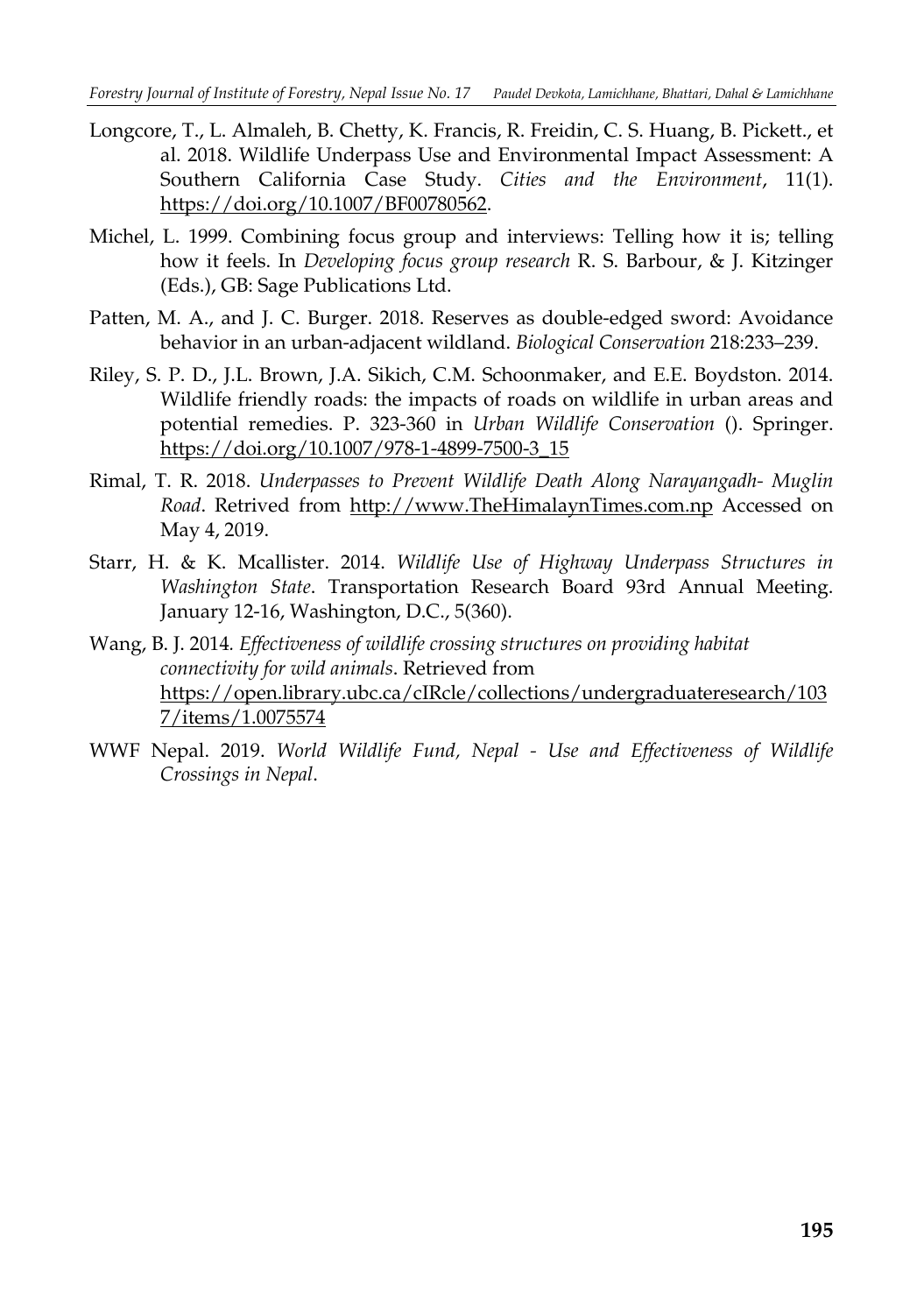Longcore, T., L. Almaleh, B. Chetty, K. Francis, R. Freidin, C. S. Huang, B. Pickett., et al. 2018. Wildlife Underpass Use and Environmental Impact Assessment: A Southern California Case Study. *Cities and the Environment*, 11(1). https://doi.org/10.1007/BF00780562.

Michel, L. 1999. Combining focus group and interviews: Telling how it is; telling how it feels. In *Developing focus group research* R. S. Barbour, & J. Kitzinger (Eds.), GB: Sage Publications Ltd.

Patten, M. A., and J. C. Burger. 2018. Reserves as double-edged sword: Avoidance behavior in an urban-adjacent wildland. *Biological Conservation* 218:233–239.

Riley, S. P. D., J.L. Brown, J.A. Sikich, C.M. Schoonmaker, and E.E. Boydston. 2014. Wildlife friendly roads: the impacts of roads on wildlife in urban areas and potential remedies. P. 323-360 in *Urban Wildlife Conservation* (). Springer. https://doi.org/10.1007/978-1-4899-7500-3_15

Rimal, T. R. 2018. *Underpasses to Prevent Wildlife Death Along Narayangadh- Muglin Road*. Retrived from http://www.TheHimalaynTimes.com.np Accessed on May 4, 2019.

Starr, H. & K. Mcallister. 2014. *Wildlife Use of Highway Underpass Structures in Washington State*. Transportation Research Board 93rd Annual Meeting. January 12-16, Washington, D.C., 5(360).

Wang, B. J. 2014. *Effectiveness of wildlife crossing structures on providing habitat connectivity for wild animals*. Retrieved from https://open.library.ubc.ca/cIRcle/collections/undergraduateresearch/1037/items/1.0075574

WWF Nepal. 2019. *World Wildlife Fund, Nepal - Use and Effectiveness of Wildlife Crossings in Nepal*.